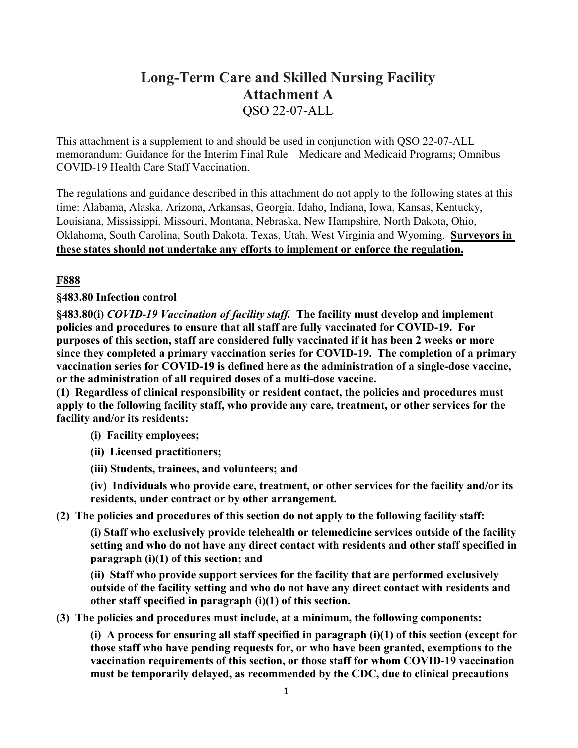# Long-Term Care and Skilled Nursing Facility
# Attachment A
## QSO 22-07-ALL

This attachment is a supplement to and should be used in conjunction with QSO 22-07-ALL memorandum: Guidance for the Interim Final Rule – Medicare and Medicaid Programs; Omnibus COVID-19 Health Care Staff Vaccination.

The regulations and guidance described in this attachment do not apply to the following states at this time: Alabama, Alaska, Arizona, Arkansas, Georgia, Idaho, Indiana, Iowa, Kansas, Kentucky, Louisiana, Mississippi, Missouri, Montana, Nebraska, New Hampshire, North Dakota, Ohio, Oklahoma, South Carolina, South Dakota, Texas, Utah, West Virginia and Wyoming. **<u>Surveyors in these states should not undertake any efforts to implement or enforce the regulation.</u>**

**<u>F888</u>**

**§483.80 Infection control**

**§483.80(i)** ***COVID-19 Vaccination of facility staff.*** **The facility must develop and implement policies and procedures to ensure that all staff are fully vaccinated for COVID-19. For purposes of this section, staff are considered fully vaccinated if it has been 2 weeks or more since they completed a primary vaccination series for COVID-19. The completion of a primary vaccination series for COVID-19 is defined here as the administration of a single-dose vaccine, or the administration of all required doses of a multi-dose vaccine.**

**(1) Regardless of clinical responsibility or resident contact, the policies and procedures must apply to the following facility staff, who provide any care, treatment, or other services for the facility and/or its residents:**

> **(i) Facility employees;**
>
> **(ii) Licensed practitioners;**
>
> **(iii) Students, trainees, and volunteers; and**
>
> **(iv) Individuals who provide care, treatment, or other services for the facility and/or its residents, under contract or by other arrangement.**

**(2) The policies and procedures of this section do not apply to the following facility staff:**

> **(i) Staff who exclusively provide telehealth or telemedicine services outside of the facility setting and who do not have any direct contact with residents and other staff specified in paragraph (i)(1) of this section; and**
>
> **(ii) Staff who provide support services for the facility that are performed exclusively outside of the facility setting and who do not have any direct contact with residents and other staff specified in paragraph (i)(1) of this section.**

**(3) The policies and procedures must include, at a minimum, the following components:**

> **(i) A process for ensuring all staff specified in paragraph (i)(1) of this section (except for those staff who have pending requests for, or who have been granted, exemptions to the vaccination requirements of this section, or those staff for whom COVID-19 vaccination must be temporarily delayed, as recommended by the CDC, due to clinical precautions**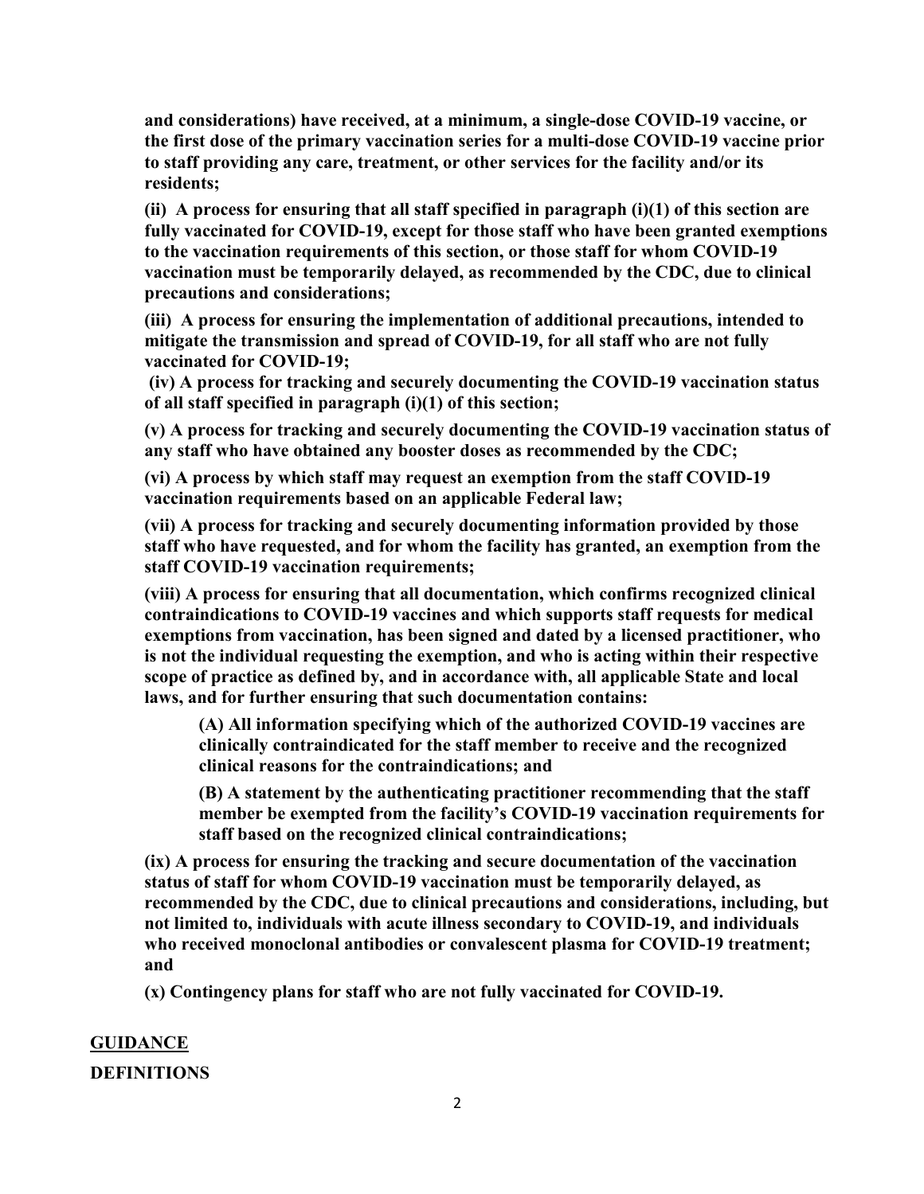**and considerations) have received, at a minimum, a single-dose COVID-19 vaccine, or the first dose of the primary vaccination series for a multi-dose COVID-19 vaccine prior to staff providing any care, treatment, or other services for the facility and/or its residents;**

**(ii) A process for ensuring that all staff specified in paragraph (i)(1) of this section are fully vaccinated for COVID-19, except for those staff who have been granted exemptions to the vaccination requirements of this section, or those staff for whom COVID-19 vaccination must be temporarily delayed, as recommended by the CDC, due to clinical precautions and considerations;**

**(iii) A process for ensuring the implementation of additional precautions, intended to mitigate the transmission and spread of COVID-19, for all staff who are not fully vaccinated for COVID-19;**

**(iv) A process for tracking and securely documenting the COVID-19 vaccination status of all staff specified in paragraph (i)(1) of this section;**

**(v) A process for tracking and securely documenting the COVID-19 vaccination status of any staff who have obtained any booster doses as recommended by the CDC;**

**(vi) A process by which staff may request an exemption from the staff COVID-19 vaccination requirements based on an applicable Federal law;**

**(vii) A process for tracking and securely documenting information provided by those staff who have requested, and for whom the facility has granted, an exemption from the staff COVID-19 vaccination requirements;**

**(viii) A process for ensuring that all documentation, which confirms recognized clinical contraindications to COVID-19 vaccines and which supports staff requests for medical exemptions from vaccination, has been signed and dated by a licensed practitioner, who is not the individual requesting the exemption, and who is acting within their respective scope of practice as defined by, and in accordance with, all applicable State and local laws, and for further ensuring that such documentation contains:**

> **(A) All information specifying which of the authorized COVID-19 vaccines are clinically contraindicated for the staff member to receive and the recognized clinical reasons for the contraindications; and**
>
> **(B) A statement by the authenticating practitioner recommending that the staff member be exempted from the facility's COVID-19 vaccination requirements for staff based on the recognized clinical contraindications;**

**(ix) A process for ensuring the tracking and secure documentation of the vaccination status of staff for whom COVID-19 vaccination must be temporarily delayed, as recommended by the CDC, due to clinical precautions and considerations, including, but not limited to, individuals with acute illness secondary to COVID-19, and individuals who received monoclonal antibodies or convalescent plasma for COVID-19 treatment; and**

**(x) Contingency plans for staff who are not fully vaccinated for COVID-19.**

**GUIDANCE**

**DEFINITIONS**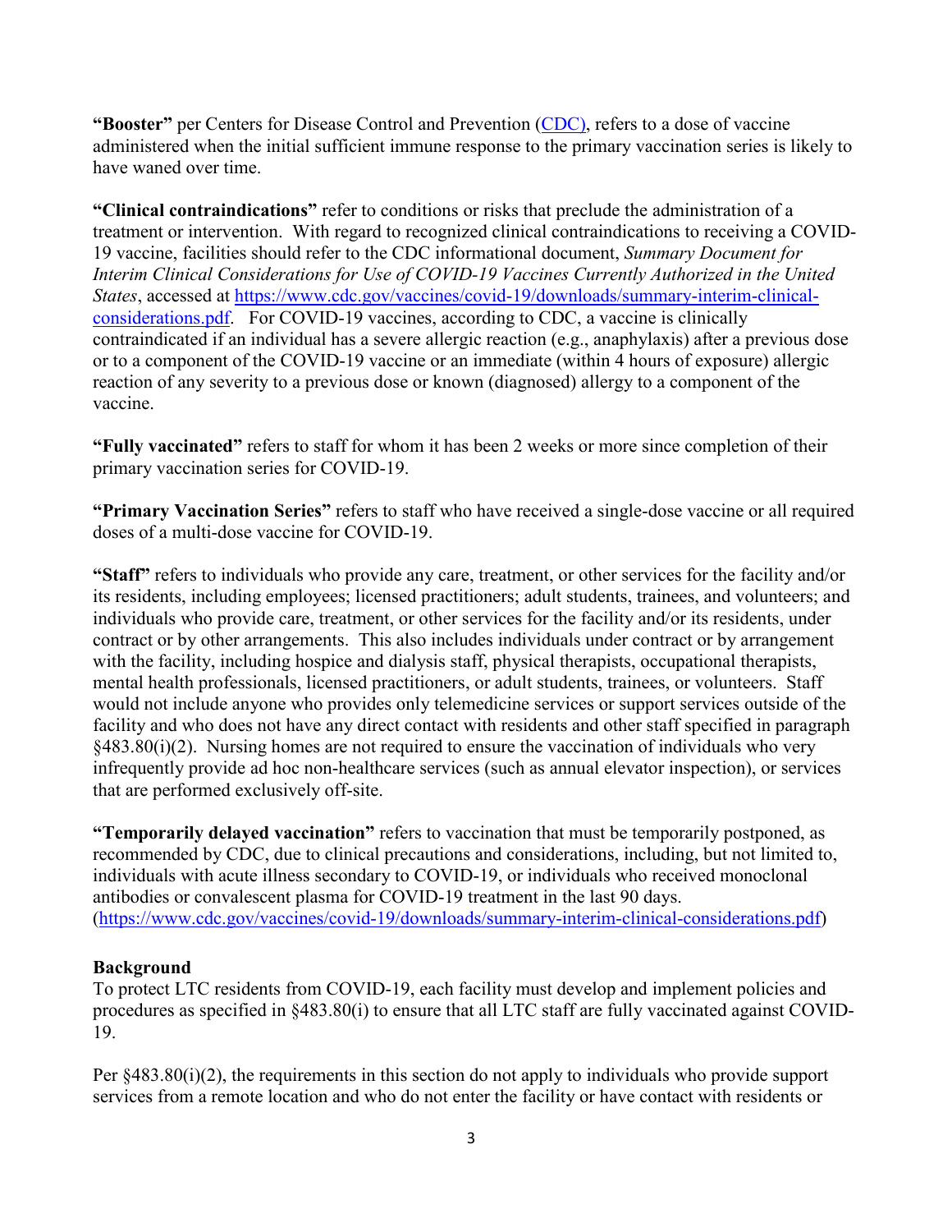**"Booster"** per Centers for Disease Control and Prevention ([CDC](https://www.cdc.gov)), refers to a dose of vaccine administered when the initial sufficient immune response to the primary vaccination series is likely to have waned over time.

**"Clinical contraindications"** refer to conditions or risks that preclude the administration of a treatment or intervention. With regard to recognized clinical contraindications to receiving a COVID-19 vaccine, facilities should refer to the CDC informational document, *Summary Document for Interim Clinical Considerations for Use of COVID-19 Vaccines Currently Authorized in the United States*, accessed at [https://www.cdc.gov/vaccines/covid-19/downloads/summary-interim-clinical-considerations.pdf](https://www.cdc.gov/vaccines/covid-19/downloads/summary-interim-clinical-considerations.pdf). For COVID-19 vaccines, according to CDC, a vaccine is clinically contraindicated if an individual has a severe allergic reaction (e.g., anaphylaxis) after a previous dose or to a component of the COVID-19 vaccine or an immediate (within 4 hours of exposure) allergic reaction of any severity to a previous dose or known (diagnosed) allergy to a component of the vaccine.

**"Fully vaccinated"** refers to staff for whom it has been 2 weeks or more since completion of their primary vaccination series for COVID-19.

**"Primary Vaccination Series"** refers to staff who have received a single-dose vaccine or all required doses of a multi-dose vaccine for COVID-19.

**"Staff"** refers to individuals who provide any care, treatment, or other services for the facility and/or its residents, including employees; licensed practitioners; adult students, trainees, and volunteers; and individuals who provide care, treatment, or other services for the facility and/or its residents, under contract or by other arrangements. This also includes individuals under contract or by arrangement with the facility, including hospice and dialysis staff, physical therapists, occupational therapists, mental health professionals, licensed practitioners, or adult students, trainees, or volunteers. Staff would not include anyone who provides only telemedicine services or support services outside of the facility and who does not have any direct contact with residents and other staff specified in paragraph §483.80(i)(2). Nursing homes are not required to ensure the vaccination of individuals who very infrequently provide ad hoc non-healthcare services (such as annual elevator inspection), or services that are performed exclusively off-site.

**"Temporarily delayed vaccination"** refers to vaccination that must be temporarily postponed, as recommended by CDC, due to clinical precautions and considerations, including, but not limited to, individuals with acute illness secondary to COVID-19, or individuals who received monoclonal antibodies or convalescent plasma for COVID-19 treatment in the last 90 days. ([https://www.cdc.gov/vaccines/covid-19/downloads/summary-interim-clinical-considerations.pdf](https://www.cdc.gov/vaccines/covid-19/downloads/summary-interim-clinical-considerations.pdf))

**Background**

To protect LTC residents from COVID-19, each facility must develop and implement policies and procedures as specified in §483.80(i) to ensure that all LTC staff are fully vaccinated against COVID-19.

Per §483.80(i)(2), the requirements in this section do not apply to individuals who provide support services from a remote location and who do not enter the facility or have contact with residents or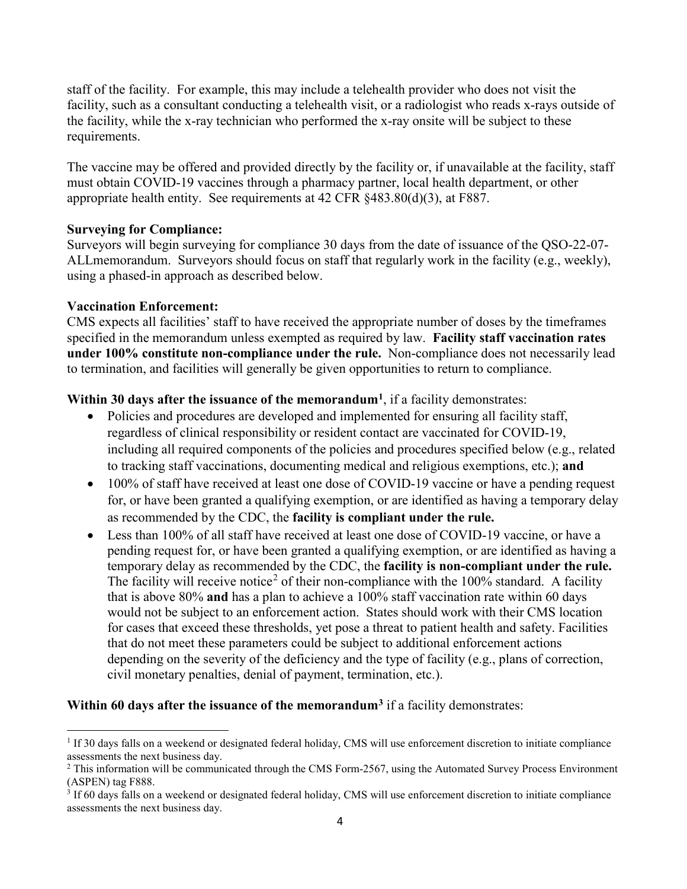staff of the facility. For example, this may include a telehealth provider who does not visit the facility, such as a consultant conducting a telehealth visit, or a radiologist who reads x-rays outside of the facility, while the x-ray technician who performed the x-ray onsite will be subject to these requirements.

The vaccine may be offered and provided directly by the facility or, if unavailable at the facility, staff must obtain COVID-19 vaccines through a pharmacy partner, local health department, or other appropriate health entity. See requirements at 42 CFR §483.80(d)(3), at F887.

**Surveying for Compliance:**
Surveyors will begin surveying for compliance 30 days from the date of issuance of the QSO-22-07-ALLmemorandum. Surveyors should focus on staff that regularly work in the facility (e.g., weekly), using a phased-in approach as described below.

**Vaccination Enforcement:**
CMS expects all facilities' staff to have received the appropriate number of doses by the timeframes specified in the memorandum unless exempted as required by law. **Facility staff vaccination rates under 100% constitute non-compliance under the rule.** Non-compliance does not necessarily lead to termination, and facilities will generally be given opportunities to return to compliance.

**Within 30 days after the issuance of the memorandum**[1], if a facility demonstrates:

- Policies and procedures are developed and implemented for ensuring all facility staff, regardless of clinical responsibility or resident contact are vaccinated for COVID-19, including all required components of the policies and procedures specified below (e.g., related to tracking staff vaccinations, documenting medical and religious exemptions, etc.); **and**
- 100% of staff have received at least one dose of COVID-19 vaccine or have a pending request for, or have been granted a qualifying exemption, or are identified as having a temporary delay as recommended by the CDC, the **facility is compliant under the rule.**
- Less than 100% of all staff have received at least one dose of COVID-19 vaccine, or have a pending request for, or have been granted a qualifying exemption, or are identified as having a temporary delay as recommended by the CDC, the **facility is non-compliant under the rule.** The facility will receive notice[2] of their non-compliance with the 100% standard. A facility that is above 80% **and** has a plan to achieve a 100% staff vaccination rate within 60 days would not be subject to an enforcement action. States should work with their CMS location for cases that exceed these thresholds, yet pose a threat to patient health and safety. Facilities that do not meet these parameters could be subject to additional enforcement actions depending on the severity of the deficiency and the type of facility (e.g., plans of correction, civil monetary penalties, denial of payment, termination, etc.).

**Within 60 days after the issuance of the memorandum**[3] if a facility demonstrates:

---

[1] If 30 days falls on a weekend or designated federal holiday, CMS will use enforcement discretion to initiate compliance assessments the next business day.

[2] This information will be communicated through the CMS Form-2567, using the Automated Survey Process Environment (ASPEN) tag F888.

[3] If 60 days falls on a weekend or designated federal holiday, CMS will use enforcement discretion to initiate compliance assessments the next business day.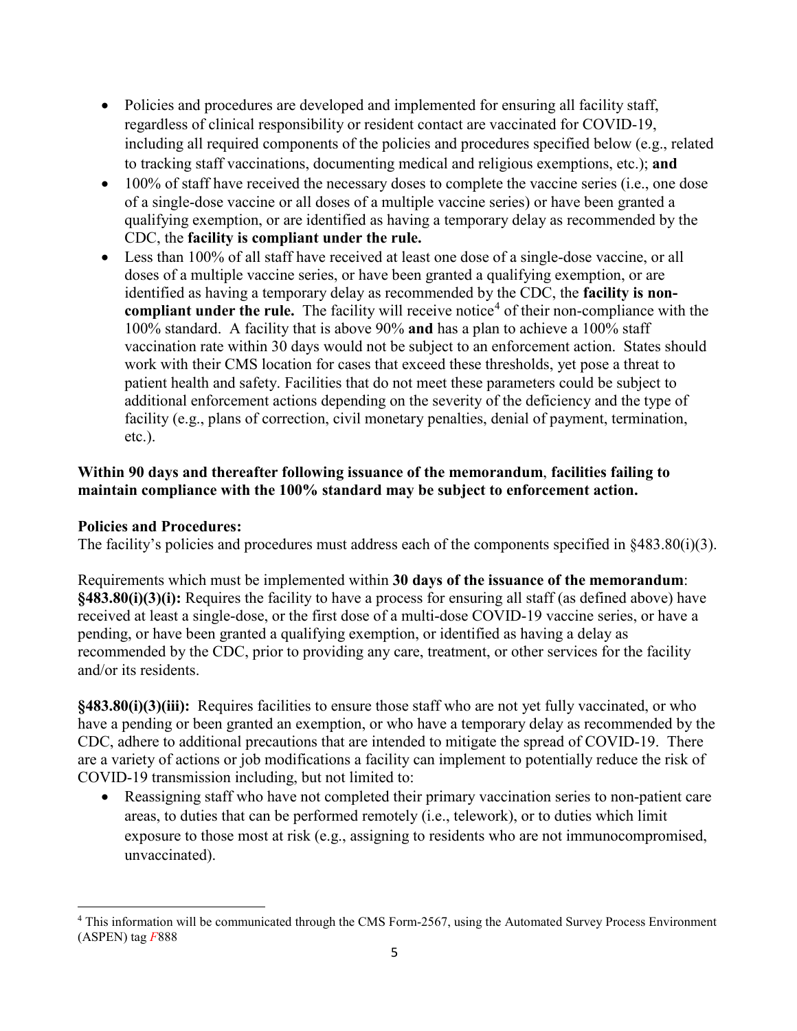- Policies and procedures are developed and implemented for ensuring all facility staff, regardless of clinical responsibility or resident contact are vaccinated for COVID-19, including all required components of the policies and procedures specified below (e.g., related to tracking staff vaccinations, documenting medical and religious exemptions, etc.); **and**
- 100% of staff have received the necessary doses to complete the vaccine series (i.e., one dose of a single-dose vaccine or all doses of a multiple vaccine series) or have been granted a qualifying exemption, or are identified as having a temporary delay as recommended by the CDC, the **facility is compliant under the rule.**
- Less than 100% of all staff have received at least one dose of a single-dose vaccine, or all doses of a multiple vaccine series, or have been granted a qualifying exemption, or are identified as having a temporary delay as recommended by the CDC, the **facility is non-compliant under the rule.** The facility will receive notice[4] of their non-compliance with the 100% standard. A facility that is above 90% **and** has a plan to achieve a 100% staff vaccination rate within 30 days would not be subject to an enforcement action. States should work with their CMS location for cases that exceed these thresholds, yet pose a threat to patient health and safety. Facilities that do not meet these parameters could be subject to additional enforcement actions depending on the severity of the deficiency and the type of facility (e.g., plans of correction, civil monetary penalties, denial of payment, termination, etc.).

**Within 90 days and thereafter following issuance of the memorandum**, **facilities failing to maintain compliance with the 100% standard may be subject to enforcement action.**

**Policies and Procedures:**

The facility's policies and procedures must address each of the components specified in §483.80(i)(3).

Requirements which must be implemented within **30 days of the issuance of the memorandum**:
**§483.80(i)(3)(i):** Requires the facility to have a process for ensuring all staff (as defined above) have received at least a single-dose, or the first dose of a multi-dose COVID-19 vaccine series, or have a pending, or have been granted a qualifying exemption, or identified as having a delay as recommended by the CDC, prior to providing any care, treatment, or other services for the facility and/or its residents.

**§483.80(i)(3)(iii):** Requires facilities to ensure those staff who are not yet fully vaccinated, or who have a pending or been granted an exemption, or who have a temporary delay as recommended by the CDC, adhere to additional precautions that are intended to mitigate the spread of COVID-19. There are a variety of actions or job modifications a facility can implement to potentially reduce the risk of COVID-19 transmission including, but not limited to:

- Reassigning staff who have not completed their primary vaccination series to non-patient care areas, to duties that can be performed remotely (i.e., telework), or to duties which limit exposure to those most at risk (e.g., assigning to residents who are not immunocompromised, unvaccinated).

[4] This information will be communicated through the CMS Form-2567, using the Automated Survey Process Environment (ASPEN) tag *F*888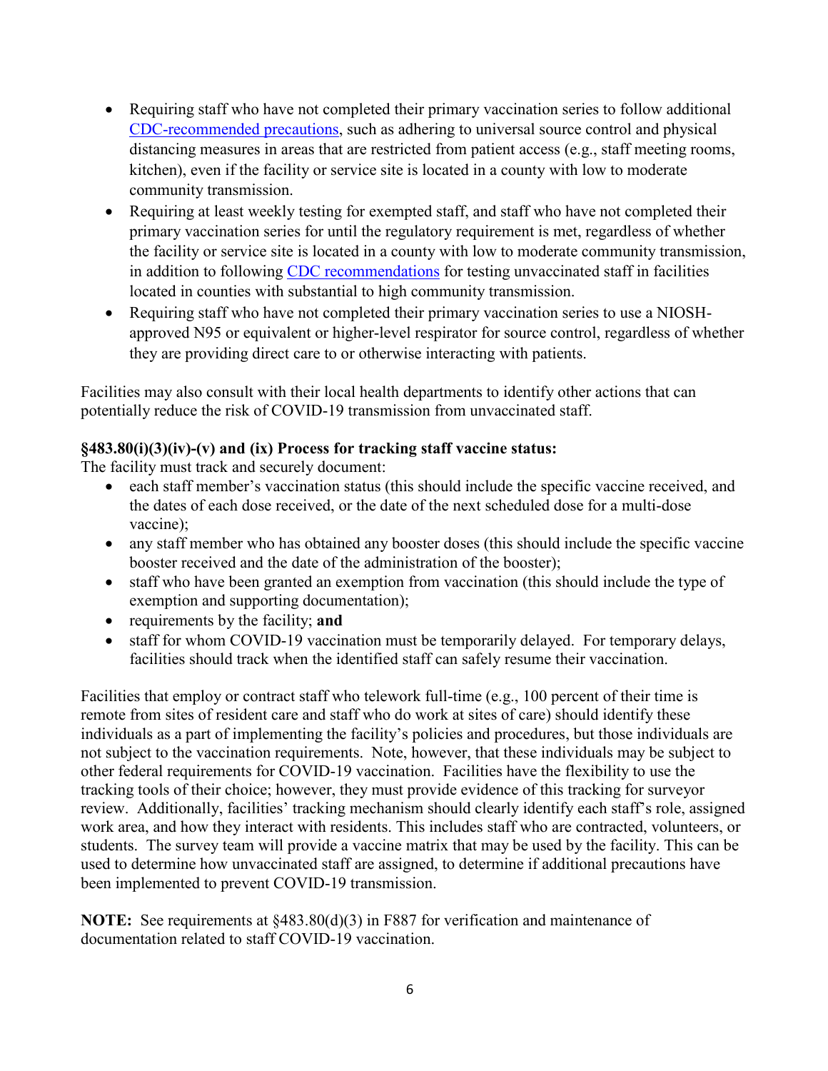- Requiring staff who have not completed their primary vaccination series to follow additional CDC-recommended precautions, such as adhering to universal source control and physical distancing measures in areas that are restricted from patient access (e.g., staff meeting rooms, kitchen), even if the facility or service site is located in a county with low to moderate community transmission.
- Requiring at least weekly testing for exempted staff, and staff who have not completed their primary vaccination series for until the regulatory requirement is met, regardless of whether the facility or service site is located in a county with low to moderate community transmission, in addition to following CDC recommendations for testing unvaccinated staff in facilities located in counties with substantial to high community transmission.
- Requiring staff who have not completed their primary vaccination series to use a NIOSH-approved N95 or equivalent or higher-level respirator for source control, regardless of whether they are providing direct care to or otherwise interacting with patients.

Facilities may also consult with their local health departments to identify other actions that can potentially reduce the risk of COVID-19 transmission from unvaccinated staff.

**§483.80(i)(3)(iv)-(v) and (ix) Process for tracking staff vaccine status:**
The facility must track and securely document:

- each staff member's vaccination status (this should include the specific vaccine received, and the dates of each dose received, or the date of the next scheduled dose for a multi-dose vaccine);
- any staff member who has obtained any booster doses (this should include the specific vaccine booster received and the date of the administration of the booster);
- staff who have been granted an exemption from vaccination (this should include the type of exemption and supporting documentation);
- requirements by the facility; **and**
- staff for whom COVID-19 vaccination must be temporarily delayed. For temporary delays, facilities should track when the identified staff can safely resume their vaccination.

Facilities that employ or contract staff who telework full-time (e.g., 100 percent of their time is remote from sites of resident care and staff who do work at sites of care) should identify these individuals as a part of implementing the facility's policies and procedures, but those individuals are not subject to the vaccination requirements. Note, however, that these individuals may be subject to other federal requirements for COVID-19 vaccination. Facilities have the flexibility to use the tracking tools of their choice; however, they must provide evidence of this tracking for surveyor review. Additionally, facilities' tracking mechanism should clearly identify each staff's role, assigned work area, and how they interact with residents. This includes staff who are contracted, volunteers, or students. The survey team will provide a vaccine matrix that may be used by the facility. This can be used to determine how unvaccinated staff are assigned, to determine if additional precautions have been implemented to prevent COVID-19 transmission.

**NOTE:** See requirements at §483.80(d)(3) in F887 for verification and maintenance of documentation related to staff COVID-19 vaccination.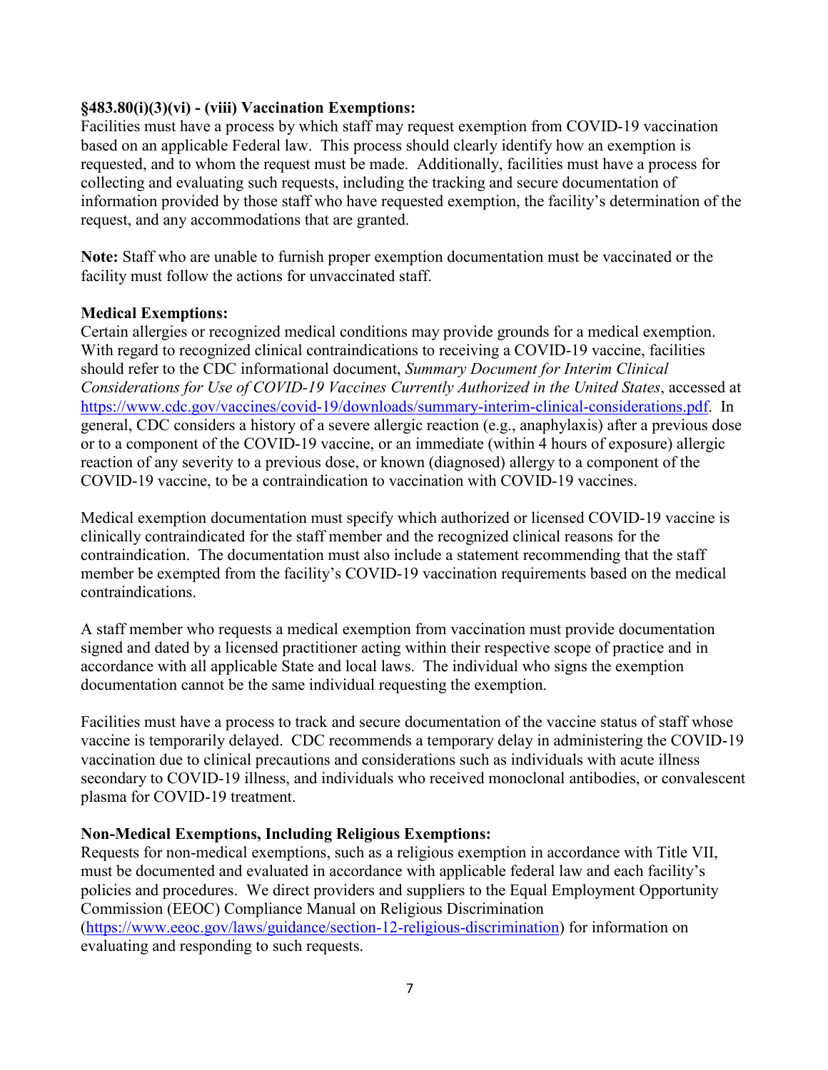**§483.80(i)(3)(vi) - (viii) Vaccination Exemptions:**

Facilities must have a process by which staff may request exemption from COVID-19 vaccination based on an applicable Federal law. This process should clearly identify how an exemption is requested, and to whom the request must be made. Additionally, facilities must have a process for collecting and evaluating such requests, including the tracking and secure documentation of information provided by those staff who have requested exemption, the facility's determination of the request, and any accommodations that are granted.

**Note:** Staff who are unable to furnish proper exemption documentation must be vaccinated or the facility must follow the actions for unvaccinated staff.

**Medical Exemptions:**

Certain allergies or recognized medical conditions may provide grounds for a medical exemption. With regard to recognized clinical contraindications to receiving a COVID-19 vaccine, facilities should refer to the CDC informational document, *Summary Document for Interim Clinical Considerations for Use of COVID-19 Vaccines Currently Authorized in the United States*, accessed at [https://www.cdc.gov/vaccines/covid-19/downloads/summary-interim-clinical-considerations.pdf](https://www.cdc.gov/vaccines/covid-19/downloads/summary-interim-clinical-considerations.pdf). In general, CDC considers a history of a severe allergic reaction (e.g., anaphylaxis) after a previous dose or to a component of the COVID-19 vaccine, or an immediate (within 4 hours of exposure) allergic reaction of any severity to a previous dose, or known (diagnosed) allergy to a component of the COVID-19 vaccine, to be a contraindication to vaccination with COVID-19 vaccines.

Medical exemption documentation must specify which authorized or licensed COVID-19 vaccine is clinically contraindicated for the staff member and the recognized clinical reasons for the contraindication. The documentation must also include a statement recommending that the staff member be exempted from the facility's COVID-19 vaccination requirements based on the medical contraindications.

A staff member who requests a medical exemption from vaccination must provide documentation signed and dated by a licensed practitioner acting within their respective scope of practice and in accordance with all applicable State and local laws. The individual who signs the exemption documentation cannot be the same individual requesting the exemption.

Facilities must have a process to track and secure documentation of the vaccine status of staff whose vaccine is temporarily delayed. CDC recommends a temporary delay in administering the COVID-19 vaccination due to clinical precautions and considerations such as individuals with acute illness secondary to COVID-19 illness, and individuals who received monoclonal antibodies, or convalescent plasma for COVID-19 treatment.

**Non-Medical Exemptions, Including Religious Exemptions:**

Requests for non-medical exemptions, such as a religious exemption in accordance with Title VII, must be documented and evaluated in accordance with applicable federal law and each facility's policies and procedures. We direct providers and suppliers to the Equal Employment Opportunity Commission (EEOC) Compliance Manual on Religious Discrimination ([https://www.eeoc.gov/laws/guidance/section-12-religious-discrimination](https://www.eeoc.gov/laws/guidance/section-12-religious-discrimination)) for information on evaluating and responding to such requests.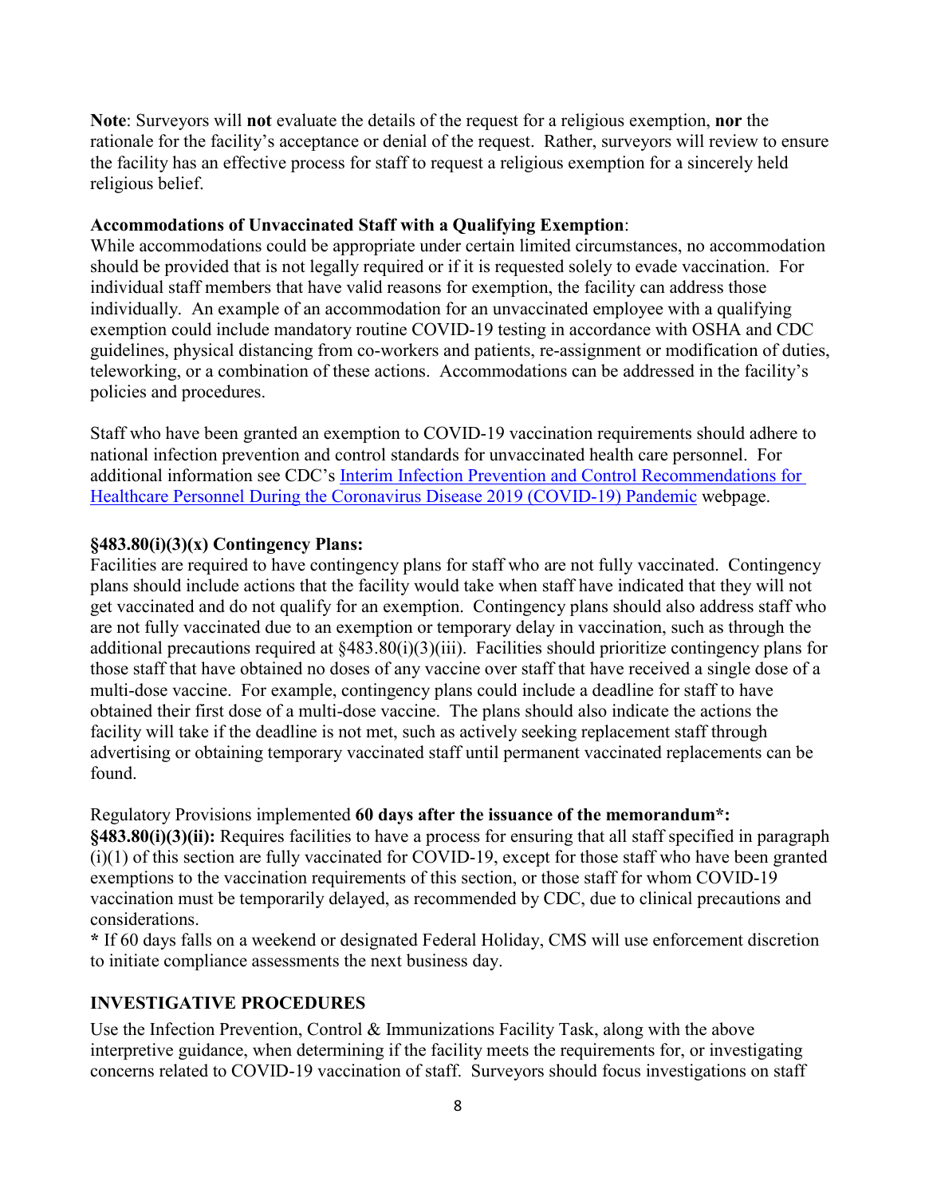**Note**: Surveyors will **not** evaluate the details of the request for a religious exemption, **nor** the rationale for the facility's acceptance or denial of the request. Rather, surveyors will review to ensure the facility has an effective process for staff to request a religious exemption for a sincerely held religious belief.

**Accommodations of Unvaccinated Staff with a Qualifying Exemption**:
While accommodations could be appropriate under certain limited circumstances, no accommodation should be provided that is not legally required or if it is requested solely to evade vaccination. For individual staff members that have valid reasons for exemption, the facility can address those individually. An example of an accommodation for an unvaccinated employee with a qualifying exemption could include mandatory routine COVID-19 testing in accordance with OSHA and CDC guidelines, physical distancing from co-workers and patients, re-assignment or modification of duties, teleworking, or a combination of these actions. Accommodations can be addressed in the facility's policies and procedures.

Staff who have been granted an exemption to COVID-19 vaccination requirements should adhere to national infection prevention and control standards for unvaccinated health care personnel. For additional information see CDC's Interim Infection Prevention and Control Recommendations for Healthcare Personnel During the Coronavirus Disease 2019 (COVID-19) Pandemic webpage.

**§483.80(i)(3)(x) Contingency Plans:**
Facilities are required to have contingency plans for staff who are not fully vaccinated. Contingency plans should include actions that the facility would take when staff have indicated that they will not get vaccinated and do not qualify for an exemption. Contingency plans should also address staff who are not fully vaccinated due to an exemption or temporary delay in vaccination, such as through the additional precautions required at §483.80(i)(3)(iii). Facilities should prioritize contingency plans for those staff that have obtained no doses of any vaccine over staff that have received a single dose of a multi-dose vaccine. For example, contingency plans could include a deadline for staff to have obtained their first dose of a multi-dose vaccine. The plans should also indicate the actions the facility will take if the deadline is not met, such as actively seeking replacement staff through advertising or obtaining temporary vaccinated staff until permanent vaccinated replacements can be found.

Regulatory Provisions implemented **60 days after the issuance of the memorandum*:**
**§483.80(i)(3)(ii):** Requires facilities to have a process for ensuring that all staff specified in paragraph (i)(1) of this section are fully vaccinated for COVID-19, except for those staff who have been granted exemptions to the vaccination requirements of this section, or those staff for whom COVID-19 vaccination must be temporarily delayed, as recommended by CDC, due to clinical precautions and considerations.
**\*** If 60 days falls on a weekend or designated Federal Holiday, CMS will use enforcement discretion to initiate compliance assessments the next business day.

## INVESTIGATIVE PROCEDURES

Use the Infection Prevention, Control & Immunizations Facility Task, along with the above interpretive guidance, when determining if the facility meets the requirements for, or investigating concerns related to COVID-19 vaccination of staff. Surveyors should focus investigations on staff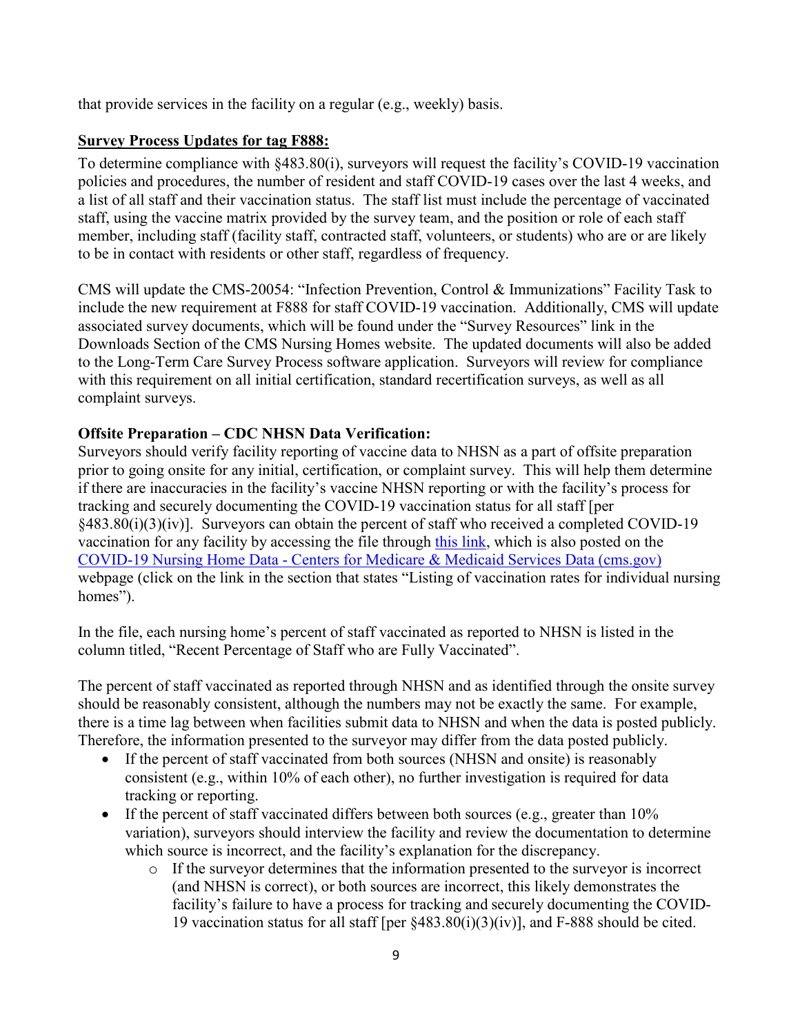that provide services in the facility on a regular (e.g., weekly) basis.

**Survey Process Updates for tag F888:**

To determine compliance with §483.80(i), surveyors will request the facility's COVID-19 vaccination policies and procedures, the number of resident and staff COVID-19 cases over the last 4 weeks, and a list of all staff and their vaccination status. The staff list must include the percentage of vaccinated staff, using the vaccine matrix provided by the survey team, and the position or role of each staff member, including staff (facility staff, contracted staff, volunteers, or students) who are or are likely to be in contact with residents or other staff, regardless of frequency.

CMS will update the CMS-20054: "Infection Prevention, Control & Immunizations" Facility Task to include the new requirement at F888 for staff COVID-19 vaccination. Additionally, CMS will update associated survey documents, which will be found under the "Survey Resources" link in the Downloads Section of the CMS Nursing Homes website. The updated documents will also be added to the Long-Term Care Survey Process software application. Surveyors will review for compliance with this requirement on all initial certification, standard recertification surveys, as well as all complaint surveys.

**Offsite Preparation – CDC NHSN Data Verification:**

Surveyors should verify facility reporting of vaccine data to NHSN as a part of offsite preparation prior to going onsite for any initial, certification, or complaint survey. This will help them determine if there are inaccuracies in the facility's vaccine NHSN reporting or with the facility's process for tracking and securely documenting the COVID-19 vaccination status for all staff [per §483.80(i)(3)(iv)]. Surveyors can obtain the percent of staff who received a completed COVID-19 vaccination for any facility by accessing the file through this link, which is also posted on the COVID-19 Nursing Home Data - Centers for Medicare & Medicaid Services Data (cms.gov) webpage (click on the link in the section that states "Listing of vaccination rates for individual nursing homes").

In the file, each nursing home's percent of staff vaccinated as reported to NHSN is listed in the column titled, "Recent Percentage of Staff who are Fully Vaccinated".

The percent of staff vaccinated as reported through NHSN and as identified through the onsite survey should be reasonably consistent, although the numbers may not be exactly the same. For example, there is a time lag between when facilities submit data to NHSN and when the data is posted publicly. Therefore, the information presented to the surveyor may differ from the data posted publicly.

- If the percent of staff vaccinated from both sources (NHSN and onsite) is reasonably consistent (e.g., within 10% of each other), no further investigation is required for data tracking or reporting.
- If the percent of staff vaccinated differs between both sources (e.g., greater than 10% variation), surveyors should interview the facility and review the documentation to determine which source is incorrect, and the facility's explanation for the discrepancy.
  - If the surveyor determines that the information presented to the surveyor is incorrect (and NHSN is correct), or both sources are incorrect, this likely demonstrates the facility's failure to have a process for tracking and securely documenting the COVID-19 vaccination status for all staff [per §483.80(i)(3)(iv)], and F-888 should be cited.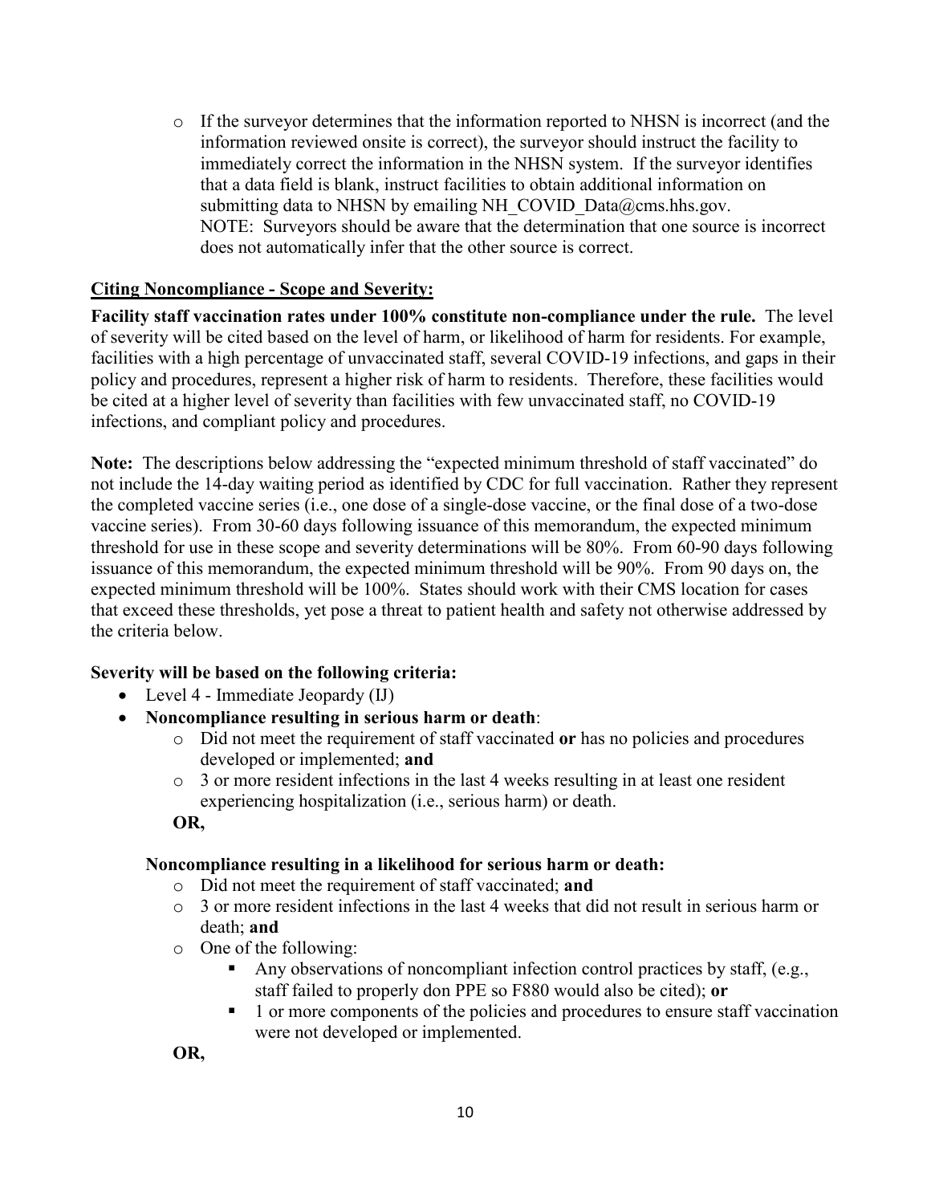- If the surveyor determines that the information reported to NHSN is incorrect (and the information reviewed onsite is correct), the surveyor should instruct the facility to immediately correct the information in the NHSN system. If the surveyor identifies that a data field is blank, instruct facilities to obtain additional information on submitting data to NHSN by emailing NH_COVID_Data@cms.hhs.gov.
  NOTE: Surveyors should be aware that the determination that one source is incorrect does not automatically infer that the other source is correct.

**Citing Noncompliance - Scope and Severity:**

**Facility staff vaccination rates under 100% constitute non-compliance under the rule.** The level of severity will be cited based on the level of harm, or likelihood of harm for residents. For example, facilities with a high percentage of unvaccinated staff, several COVID-19 infections, and gaps in their policy and procedures, represent a higher risk of harm to residents. Therefore, these facilities would be cited at a higher level of severity than facilities with few unvaccinated staff, no COVID-19 infections, and compliant policy and procedures.

**Note:** The descriptions below addressing the "expected minimum threshold of staff vaccinated" do not include the 14-day waiting period as identified by CDC for full vaccination. Rather they represent the completed vaccine series (i.e., one dose of a single-dose vaccine, or the final dose of a two-dose vaccine series). From 30-60 days following issuance of this memorandum, the expected minimum threshold for use in these scope and severity determinations will be 80%. From 60-90 days following issuance of this memorandum, the expected minimum threshold will be 90%. From 90 days on, the expected minimum threshold will be 100%. States should work with their CMS location for cases that exceed these thresholds, yet pose a threat to patient health and safety not otherwise addressed by the criteria below.

**Severity will be based on the following criteria:**

- Level 4 - Immediate Jeopardy (IJ)
- **Noncompliance resulting in serious harm or death**:
  - Did not meet the requirement of staff vaccinated **or** has no policies and procedures developed or implemented; **and**
  - 3 or more resident infections in the last 4 weeks resulting in at least one resident experiencing hospitalization (i.e., serious harm) or death.

  **OR,**

  **Noncompliance resulting in a likelihood for serious harm or death:**
  - Did not meet the requirement of staff vaccinated; **and**
  - 3 or more resident infections in the last 4 weeks that did not result in serious harm or death; **and**
  - One of the following:
    - Any observations of noncompliant infection control practices by staff, (e.g., staff failed to properly don PPE so F880 would also be cited); **or**
    - 1 or more components of the policies and procedures to ensure staff vaccination were not developed or implemented.

  **OR,**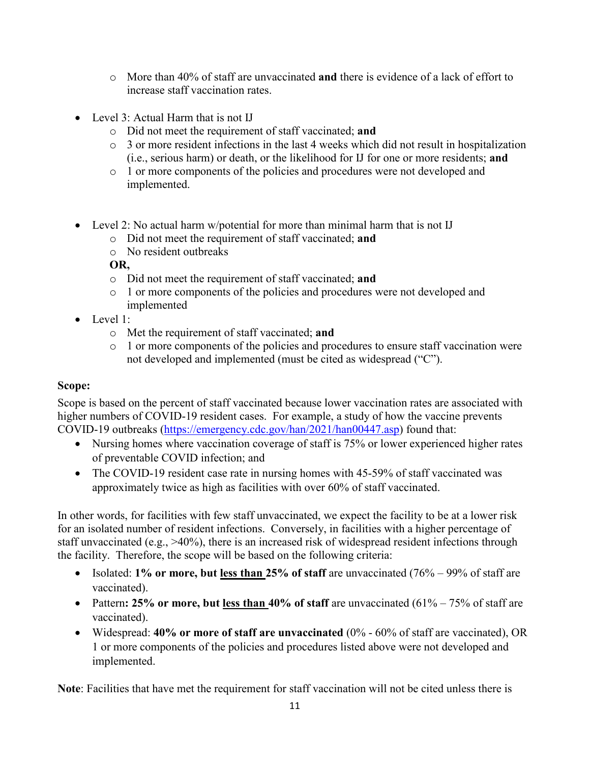- More than 40% of staff are unvaccinated **and** there is evidence of a lack of effort to increase staff vaccination rates.

- Level 3: Actual Harm that is not IJ
    - Did not meet the requirement of staff vaccinated; **and**
    - 3 or more resident infections in the last 4 weeks which did not result in hospitalization (i.e., serious harm) or death, or the likelihood for IJ for one or more residents; **and**
    - 1 or more components of the policies and procedures were not developed and implemented.

- Level 2: No actual harm w/potential for more than minimal harm that is not IJ
    - Did not meet the requirement of staff vaccinated; **and**
    - No resident outbreaks

  **OR,**
    - Did not meet the requirement of staff vaccinated; **and**
    - 1 or more components of the policies and procedures were not developed and implemented
- Level 1:
    - Met the requirement of staff vaccinated; **and**
    - 1 or more components of the policies and procedures to ensure staff vaccination were not developed and implemented (must be cited as widespread ("C").

**Scope:**

Scope is based on the percent of staff vaccinated because lower vaccination rates are associated with higher numbers of COVID-19 resident cases. For example, a study of how the vaccine prevents COVID-19 outbreaks (https://emergency.cdc.gov/han/2021/han00447.asp) found that:

- Nursing homes where vaccination coverage of staff is 75% or lower experienced higher rates of preventable COVID infection; and
- The COVID-19 resident case rate in nursing homes with 45-59% of staff vaccinated was approximately twice as high as facilities with over 60% of staff vaccinated.

In other words, for facilities with few staff unvaccinated, we expect the facility to be at a lower risk for an isolated number of resident infections. Conversely, in facilities with a higher percentage of staff unvaccinated (e.g., >40%), there is an increased risk of widespread resident infections through the facility. Therefore, the scope will be based on the following criteria:

- Isolated: **1% or more, but <u>less than</u> 25% of staff** are unvaccinated (76% – 99% of staff are vaccinated).
- Pattern**: 25% or more, but <u>less than</u> 40% of staff** are unvaccinated (61% – 75% of staff are vaccinated).
- Widespread: **40% or more of staff are unvaccinated** (0% - 60% of staff are vaccinated), OR 1 or more components of the policies and procedures listed above were not developed and implemented.

**Note**: Facilities that have met the requirement for staff vaccination will not be cited unless there is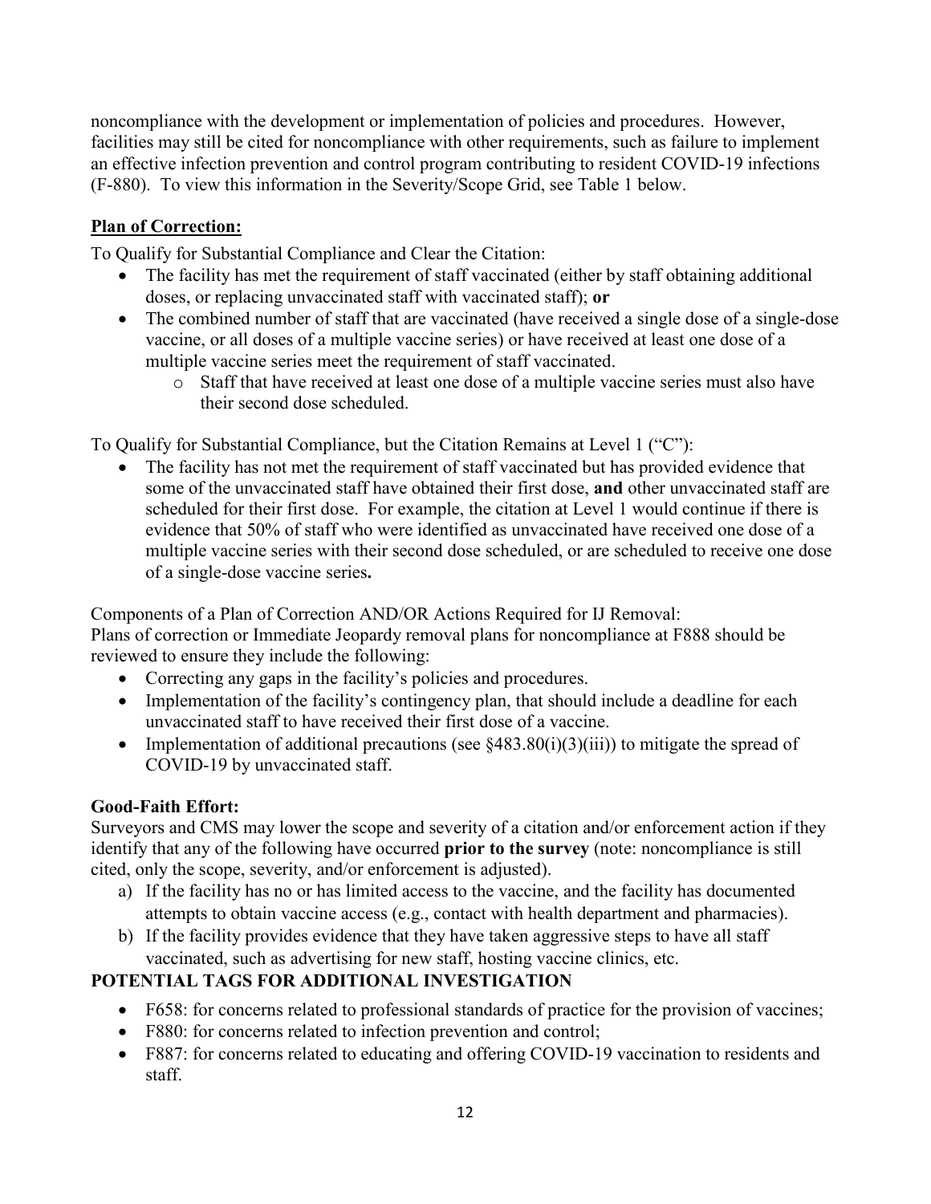noncompliance with the development or implementation of policies and procedures. However, facilities may still be cited for noncompliance with other requirements, such as failure to implement an effective infection prevention and control program contributing to resident COVID-19 infections (F-880). To view this information in the Severity/Scope Grid, see Table 1 below.

**Plan of Correction:**

To Qualify for Substantial Compliance and Clear the Citation:

- The facility has met the requirement of staff vaccinated (either by staff obtaining additional doses, or replacing unvaccinated staff with vaccinated staff); **or**
- The combined number of staff that are vaccinated (have received a single dose of a single-dose vaccine, or all doses of a multiple vaccine series) or have received at least one dose of a multiple vaccine series meet the requirement of staff vaccinated.
  - Staff that have received at least one dose of a multiple vaccine series must also have their second dose scheduled.

To Qualify for Substantial Compliance, but the Citation Remains at Level 1 ("C"):

- The facility has not met the requirement of staff vaccinated but has provided evidence that some of the unvaccinated staff have obtained their first dose, **and** other unvaccinated staff are scheduled for their first dose. For example, the citation at Level 1 would continue if there is evidence that 50% of staff who were identified as unvaccinated have received one dose of a multiple vaccine series with their second dose scheduled, or are scheduled to receive one dose of a single-dose vaccine series**.**

Components of a Plan of Correction AND/OR Actions Required for IJ Removal:
Plans of correction or Immediate Jeopardy removal plans for noncompliance at F888 should be reviewed to ensure they include the following:

- Correcting any gaps in the facility's policies and procedures.
- Implementation of the facility's contingency plan, that should include a deadline for each unvaccinated staff to have received their first dose of a vaccine.
- Implementation of additional precautions (see §483.80(i)(3)(iii)) to mitigate the spread of COVID-19 by unvaccinated staff.

**Good-Faith Effort:**

Surveyors and CMS may lower the scope and severity of a citation and/or enforcement action if they identify that any of the following have occurred **prior to the survey** (note: noncompliance is still cited, only the scope, severity, and/or enforcement is adjusted).

a) If the facility has no or has limited access to the vaccine, and the facility has documented attempts to obtain vaccine access (e.g., contact with health department and pharmacies).
b) If the facility provides evidence that they have taken aggressive steps to have all staff vaccinated, such as advertising for new staff, hosting vaccine clinics, etc.

**POTENTIAL TAGS FOR ADDITIONAL INVESTIGATION**

- F658: for concerns related to professional standards of practice for the provision of vaccines;
- F880: for concerns related to infection prevention and control;
- F887: for concerns related to educating and offering COVID-19 vaccination to residents and staff.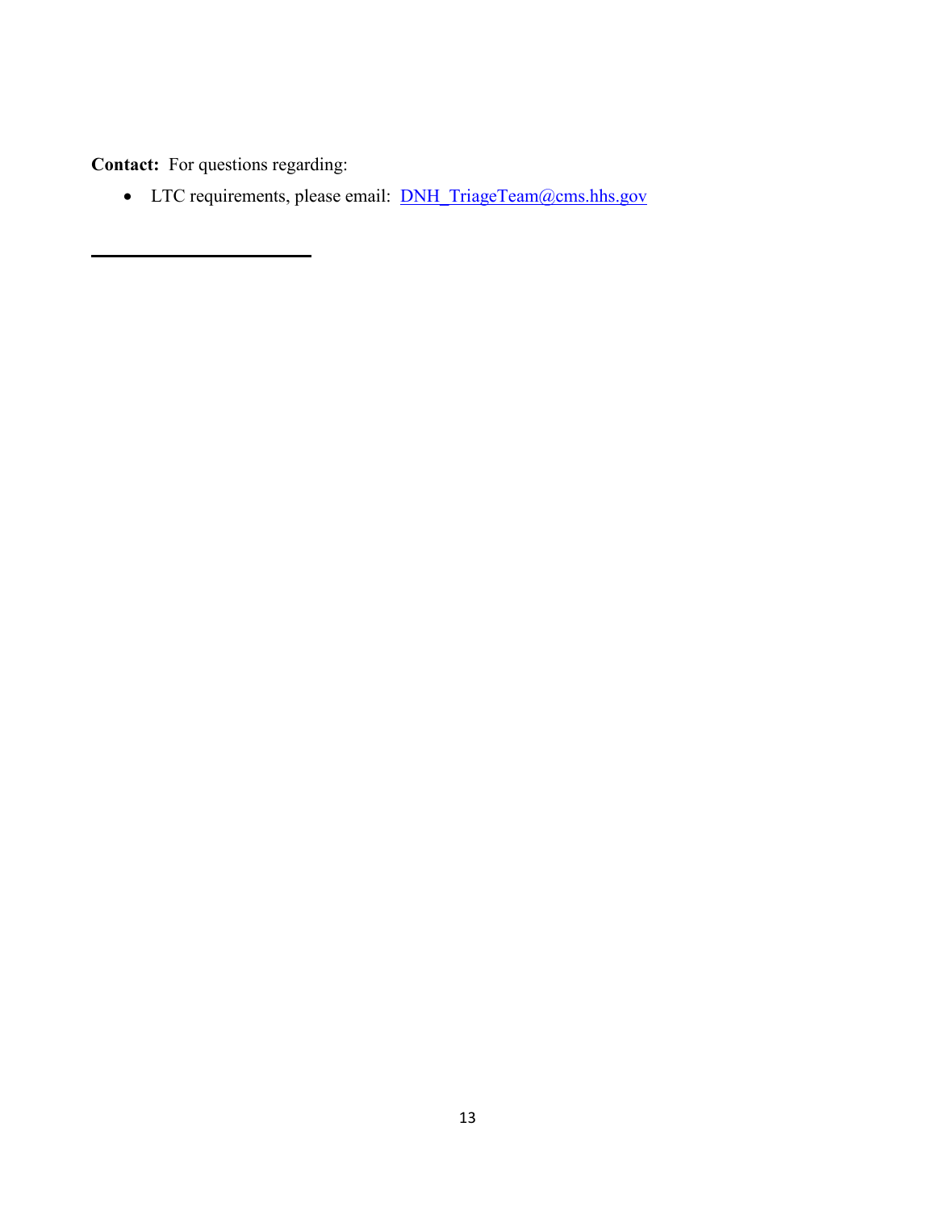**Contact:** For questions regarding:

- LTC requirements, please email: DNH_TriageTeam@cms.hhs.gov

---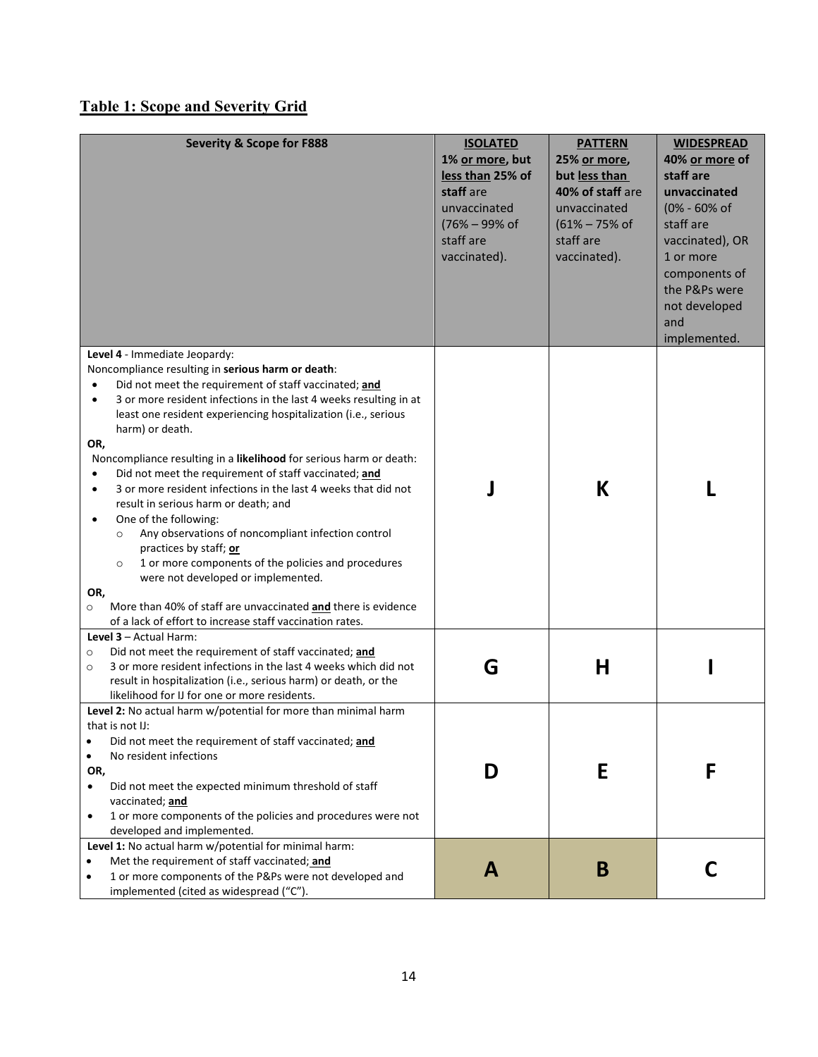## **Table 1: Scope and Severity Grid**

| **Severity & Scope for F888** | **ISOLATED** **1% or more, but less than 25% of staff** are unvaccinated (76% – 99% of staff are vaccinated). | **PATTERN** **25% or more, but less than 40% of staff** are unvaccinated (61% – 75% of staff are vaccinated). | **WIDESPREAD** **40% or more of staff are unvaccinated** (0% - 60% of staff are vaccinated), OR 1 or more components of the P&Ps were not developed and implemented. |
|---|---|---|---|
| **Level 4** - Immediate Jeopardy:<br>Noncompliance resulting in **serious harm or death**:<br>• Did not meet the requirement of staff vaccinated; **and**<br>• 3 or more resident infections in the last 4 weeks resulting in at least one resident experiencing hospitalization (i.e., serious harm) or death.<br>**OR,**<br>Noncompliance resulting in a **likelihood** for serious harm or death:<br>• Did not meet the requirement of staff vaccinated; **and**<br>• 3 or more resident infections in the last 4 weeks that did not result in serious harm or death; and<br>• One of the following:<br>  ○ Any observations of noncompliant infection control practices by staff; **or**<br>  ○ 1 or more components of the policies and procedures were not developed or implemented.<br>**OR,**<br>○ More than 40% of staff are unvaccinated **and** there is evidence of a lack of effort to increase staff vaccination rates. | **J** | **K** | **L** |
| **Level 3** – Actual Harm:<br>○ Did not meet the requirement of staff vaccinated; **and**<br>○ 3 or more resident infections in the last 4 weeks which did not result in hospitalization (i.e., serious harm) or death, or the likelihood for IJ for one or more residents. | **G** | **H** | **I** |
| **Level 2:** No actual harm w/potential for more than minimal harm that is not IJ:<br>• Did not meet the requirement of staff vaccinated; **and**<br>• No resident infections<br>**OR,**<br>• Did not meet the expected minimum threshold of staff vaccinated; **and**<br>• 1 or more components of the policies and procedures were not developed and implemented. | **D** | **E** | **F** |
| **Level 1:** No actual harm w/potential for minimal harm:<br>• Met the requirement of staff vaccinated; **and**<br>• 1 or more components of the P&Ps were not developed and implemented (cited as widespread ("C"). | **A** | **B** | **C** |